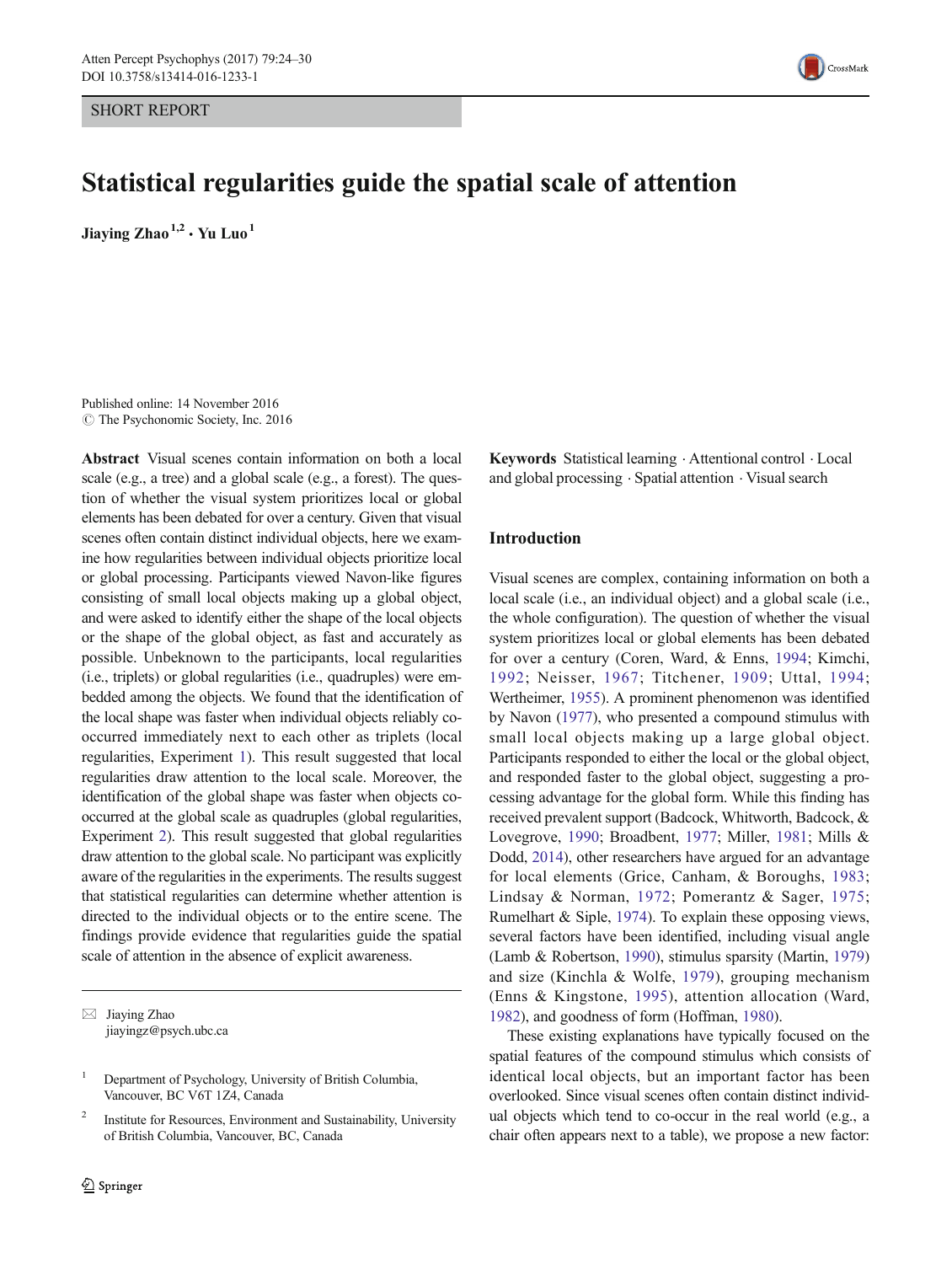SHORT REPORT

# Statistical regularities guide the spatial scale of attention

**Jiaying Zhao** [1,2] **· Yu Luo** [1]

Published online: 14 November 2016
© The Psychonomic Society, Inc. 2016

**Abstract** Visual scenes contain information on both a local scale (e.g., a tree) and a global scale (e.g., a forest). The question of whether the visual system prioritizes local or global elements has been debated for over a century. Given that visual scenes often contain distinct individual objects, here we examine how regularities between individual objects prioritize local or global processing. Participants viewed Navon-like figures consisting of small local objects making up a global object, and were asked to identify either the shape of the local objects or the shape of the global object, as fast and accurately as possible. Unbeknown to the participants, local regularities (i.e., triplets) or global regularities (i.e., quadruples) were embedded among the objects. We found that the identification of the local shape was faster when individual objects reliably co-occurred immediately next to each other as triplets (local regularities, Experiment 1). This result suggested that local regularities draw attention to the local scale. Moreover, the identification of the global shape was faster when objects co-occurred at the global scale as quadruples (global regularities, Experiment 2). This result suggested that global regularities draw attention to the global scale. No participant was explicitly aware of the regularities in the experiments. The results suggest that statistical regularities can determine whether attention is directed to the individual objects or to the entire scene. The findings provide evidence that regularities guide the spatial scale of attention in the absence of explicit awareness.

**Keywords** Statistical learning · Attentional control · Local and global processing · Spatial attention · Visual search

✉ Jiaying Zhao
jiayingz@psych.ubc.ca

[1] Department of Psychology, University of British Columbia, Vancouver, BC V6T 1Z4, Canada

[2] Institute for Resources, Environment and Sustainability, University of British Columbia, Vancouver, BC, Canada

## Introduction

Visual scenes are complex, containing information on both a local scale (i.e., an individual object) and a global scale (i.e., the whole configuration). The question of whether the visual system prioritizes local or global elements has been debated for over a century (Coren, Ward, & Enns, 1994; Kimchi, 1992; Neisser, 1967; Titchener, 1909; Uttal, 1994; Wertheimer, 1955). A prominent phenomenon was identified by Navon (1977), who presented a compound stimulus with small local objects making up a large global object. Participants responded to either the local or the global object, and responded faster to the global object, suggesting a processing advantage for the global form. While this finding has received prevalent support (Badcock, Whitworth, Badcock, & Lovegrove, 1990; Broadbent, 1977; Miller, 1981; Mills & Dodd, 2014), other researchers have argued for an advantage for local elements (Grice, Canham, & Boroughs, 1983; Lindsay & Norman, 1972; Pomerantz & Sager, 1975; Rumelhart & Siple, 1974). To explain these opposing views, several factors have been identified, including visual angle (Lamb & Robertson, 1990), stimulus sparsity (Martin, 1979) and size (Kinchla & Wolfe, 1979), grouping mechanism (Enns & Kingstone, 1995), attention allocation (Ward, 1982), and goodness of form (Hoffman, 1980).

These existing explanations have typically focused on the spatial features of the compound stimulus which consists of identical local objects, but an important factor has been overlooked. Since visual scenes often contain distinct individual objects which tend to co-occur in the real world (e.g., a chair often appears next to a table), we propose a new factor: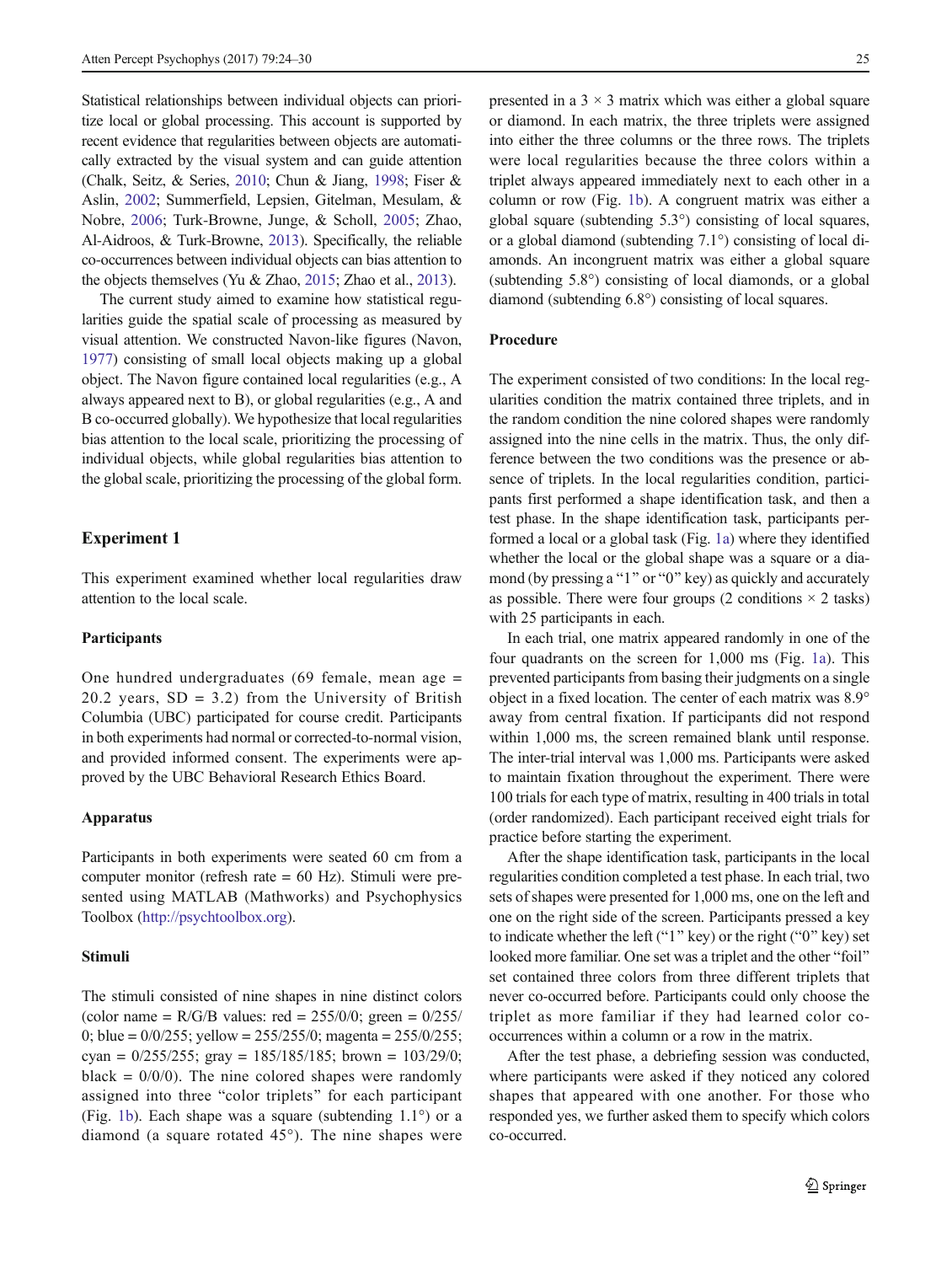Statistical relationships between individual objects can prioritize local or global processing. This account is supported by recent evidence that regularities between objects are automatically extracted by the visual system and can guide attention (Chalk, Seitz, & Series, 2010; Chun & Jiang, 1998; Fiser & Aslin, 2002; Summerfield, Lepsien, Gitelman, Mesulam, & Nobre, 2006; Turk-Browne, Junge, & Scholl, 2005; Zhao, Al-Aidroos, & Turk-Browne, 2013). Specifically, the reliable co-occurrences between individual objects can bias attention to the objects themselves (Yu & Zhao, 2015; Zhao et al., 2013).

The current study aimed to examine how statistical regularities guide the spatial scale of processing as measured by visual attention. We constructed Navon-like figures (Navon, 1977) consisting of small local objects making up a global object. The Navon figure contained local regularities (e.g., A always appeared next to B), or global regularities (e.g., A and B co-occurred globally). We hypothesize that local regularities bias attention to the local scale, prioritizing the processing of individual objects, while global regularities bias attention to the global scale, prioritizing the processing of the global form.

## Experiment 1

This experiment examined whether local regularities draw attention to the local scale.

### Participants

One hundred undergraduates (69 female, mean age = 20.2 years, SD = 3.2) from the University of British Columbia (UBC) participated for course credit. Participants in both experiments had normal or corrected-to-normal vision, and provided informed consent. The experiments were approved by the UBC Behavioral Research Ethics Board.

### Apparatus

Participants in both experiments were seated 60 cm from a computer monitor (refresh rate = 60 Hz). Stimuli were presented using MATLAB (Mathworks) and Psychophysics Toolbox (http://psychtoolbox.org).

### Stimuli

The stimuli consisted of nine shapes in nine distinct colors (color name = R/G/B values: red = 255/0/0; green = 0/255/0; blue = 0/0/255; yellow = 255/255/0; magenta = 255/0/255; cyan = 0/255/255; gray = 185/185/185; brown = 103/29/0; black = 0/0/0). The nine colored shapes were randomly assigned into three "color triplets" for each participant (Fig. 1b). Each shape was a square (subtending 1.1°) or a diamond (a square rotated 45°). The nine shapes were presented in a 3 × 3 matrix which was either a global square or diamond. In each matrix, the three triplets were assigned into either the three columns or the three rows. The triplets were local regularities because the three colors within a triplet always appeared immediately next to each other in a column or row (Fig. 1b). A congruent matrix was either a global square (subtending 5.3°) consisting of local squares, or a global diamond (subtending 7.1°) consisting of local diamonds. An incongruent matrix was either a global square (subtending 5.8°) consisting of local diamonds, or a global diamond (subtending 6.8°) consisting of local squares.

### Procedure

The experiment consisted of two conditions: In the local regularities condition the matrix contained three triplets, and in the random condition the nine colored shapes were randomly assigned into the nine cells in the matrix. Thus, the only difference between the two conditions was the presence or absence of triplets. In the local regularities condition, participants first performed a shape identification task, and then a test phase. In the shape identification task, participants performed a local or a global task (Fig. 1a) where they identified whether the local or the global shape was a square or a diamond (by pressing a "1" or "0" key) as quickly and accurately as possible. There were four groups (2 conditions × 2 tasks) with 25 participants in each.

In each trial, one matrix appeared randomly in one of the four quadrants on the screen for 1,000 ms (Fig. 1a). This prevented participants from basing their judgments on a single object in a fixed location. The center of each matrix was 8.9° away from central fixation. If participants did not respond within 1,000 ms, the screen remained blank until response. The inter-trial interval was 1,000 ms. Participants were asked to maintain fixation throughout the experiment. There were 100 trials for each type of matrix, resulting in 400 trials in total (order randomized). Each participant received eight trials for practice before starting the experiment.

After the shape identification task, participants in the local regularities condition completed a test phase. In each trial, two sets of shapes were presented for 1,000 ms, one on the left and one on the right side of the screen. Participants pressed a key to indicate whether the left ("1" key) or the right ("0" key) set looked more familiar. One set was a triplet and the other "foil" set contained three colors from three different triplets that never co-occurred before. Participants could only choose the triplet as more familiar if they had learned color co-occurrences within a column or a row in the matrix.

After the test phase, a debriefing session was conducted, where participants were asked if they noticed any colored shapes that appeared with one another. For those who responded yes, we further asked them to specify which colors co-occurred.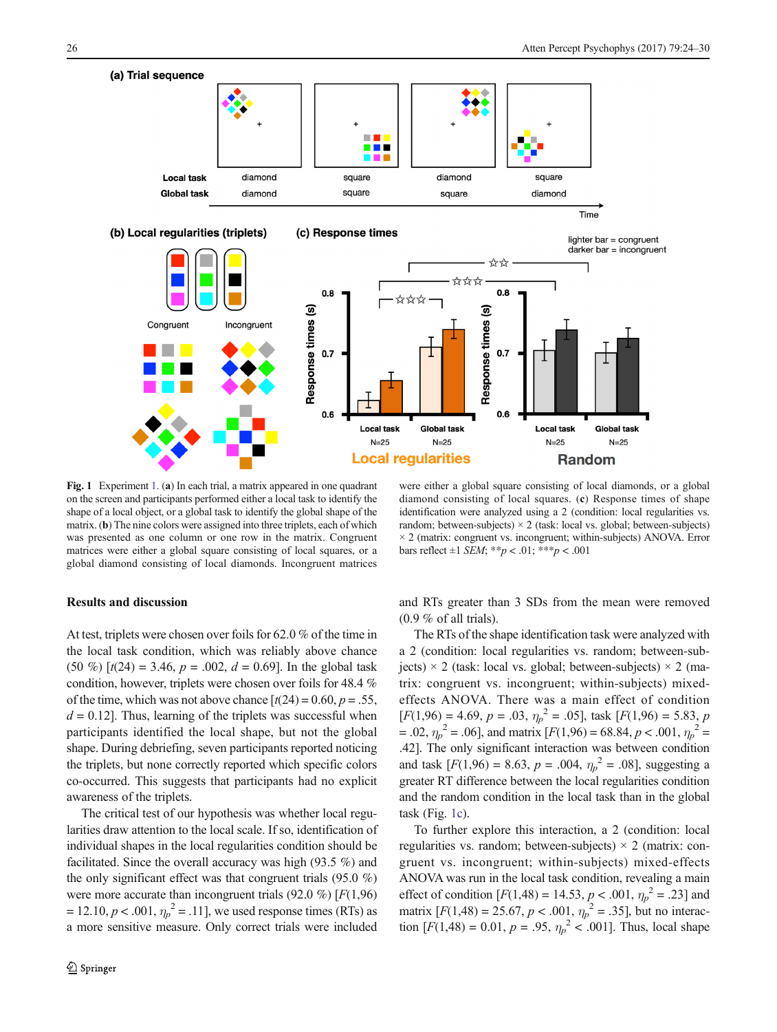Fig. 1 Experiment 1. (**a**) In each trial, a matrix appeared in one quadrant on the screen and participants performed either a local task to identify the shape of a local object, or a global task to identify the global shape of the matrix. (**b**) The nine colors were assigned into three triplets, each of which was presented as one column or one row in the matrix. Congruent matrices were either a global square consisting of local squares, or a global diamond consisting of local diamonds. Incongruent matrices were either a global square consisting of local diamonds, or a global diamond consisting of local squares. (**c**) Response times of shape identification were analyzed using a 2 (condition: local regularities vs. random; between-subjects) × 2 (task: local vs. global; between-subjects) × 2 (matrix: congruent vs. incongruent; within-subjects) ANOVA. Error bars reflect ±1 *SEM*; \*\*$p < .01$; \*\*\*$p < .001$

## Results and discussion

At test, triplets were chosen over foils for 62.0 % of the time in the local task condition, which was reliably above chance (50 %) [$t(24) = 3.46$, $p = .002$, $d = 0.69$]. In the global task condition, however, triplets were chosen over foils for 48.4 % of the time, which was not above chance [$t(24) = 0.60$, $p = .55$, $d = 0.12$]. Thus, learning of the triplets was successful when participants identified the local shape, but not the global shape. During debriefing, seven participants reported noticing the triplets, but none correctly reported which specific colors co-occurred. This suggests that participants had no explicit awareness of the triplets.

The critical test of our hypothesis was whether local regularities draw attention to the local scale. If so, identification of individual shapes in the local regularities condition should be facilitated. Since the overall accuracy was high (93.5 %) and the only significant effect was that congruent trials (95.0 %) were more accurate than incongruent trials (92.0 %) [$F(1,96) = 12.10$, $p < .001$, $\eta_p^2 = .11$], we used response times (RTs) as a more sensitive measure. Only correct trials were included and RTs greater than 3 SDs from the mean were removed (0.9 % of all trials).

The RTs of the shape identification task were analyzed with a 2 (condition: local regularities vs. random; between-subjects) × 2 (task: local vs. global; between-subjects) × 2 (matrix: congruent vs. incongruent; within-subjects) mixed-effects ANOVA. There was a main effect of condition [$F(1,96) = 4.69$, $p = .03$, $\eta_p^2 = .05$], task [$F(1,96) = 5.83$, $p = .02$, $\eta_p^2 = .06$], and matrix [$F(1,96) = 68.84$, $p < .001$, $\eta_p^2 = .42$]. The only significant interaction was between condition and task [$F(1,96) = 8.63$, $p = .004$, $\eta_p^2 = .08$], suggesting a greater RT difference between the local regularities condition and the random condition in the local task than in the global task (Fig. 1c).

To further explore this interaction, a 2 (condition: local regularities vs. random; between-subjects) × 2 (matrix: congruent vs. incongruent; within-subjects) mixed-effects ANOVA was run in the local task condition, revealing a main effect of condition [$F(1,48) = 14.53$, $p < .001$, $\eta_p^2 = .23$] and matrix [$F(1,48) = 25.67$, $p < .001$, $\eta_p^2 = .35$], but no interaction [$F(1,48) = 0.01$, $p = .95$, $\eta_p^2 < .001$]. Thus, local shape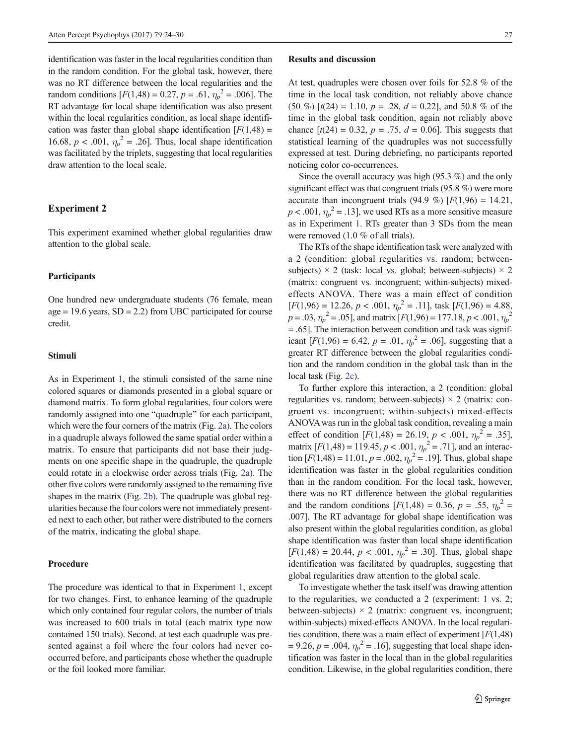identification was faster in the local regularities condition than in the random condition. For the global task, however, there was no RT difference between the local regularities and the random conditions [$F(1,48) = 0.27$, $p = .61$, $\eta_p^2 = .006$]. The RT advantage for local shape identification was also present within the local regularities condition, as local shape identification was faster than global shape identification [$F(1,48) = 16.68$, $p < .001$, $\eta_p^2 = .26$]. Thus, local shape identification was facilitated by the triplets, suggesting that local regularities draw attention to the local scale.

## Experiment 2

This experiment examined whether global regularities draw attention to the global scale.

### Participants

One hundred new undergraduate students (76 female, mean age = 19.6 years, SD = 2.2) from UBC participated for course credit.

### Stimuli

As in Experiment 1, the stimuli consisted of the same nine colored squares or diamonds presented in a global square or diamond matrix. To form global regularities, four colors were randomly assigned into one "quadruple" for each participant, which were the four corners of the matrix (Fig. 2a). The colors in a quadruple always followed the same spatial order within a matrix. To ensure that participants did not base their judgments on one specific shape in the quadruple, the quadruple could rotate in a clockwise order across trials (Fig. 2a). The other five colors were randomly assigned to the remaining five shapes in the matrix (Fig. 2b). The quadruple was global regularities because the four colors were not immediately presented next to each other, but rather were distributed to the corners of the matrix, indicating the global shape.

### Procedure

The procedure was identical to that in Experiment 1, except for two changes. First, to enhance learning of the quadruple which only contained four regular colors, the number of trials was increased to 600 trials in total (each matrix type now contained 150 trials). Second, at test each quadruple was presented against a foil where the four colors had never co-occurred before, and participants chose whether the quadruple or the foil looked more familiar.

### Results and discussion

At test, quadruples were chosen over foils for 52.8 % of the time in the local task condition, not reliably above chance (50 %) [$t(24) = 1.10$, $p = .28$, $d = 0.22$], and 50.8 % of the time in the global task condition, again not reliably above chance [$t(24) = 0.32$, $p = .75$, $d = 0.06$]. This suggests that statistical learning of the quadruples was not successfully expressed at test. During debriefing, no participants reported noticing color co-occurrences.

Since the overall accuracy was high (95.3 %) and the only significant effect was that congruent trials (95.8 %) were more accurate than incongruent trials (94.9 %) [$F(1,96) = 14.21$, $p < .001$, $\eta_p^2 = .13$], we used RTs as a more sensitive measure as in Experiment 1. RTs greater than 3 SDs from the mean were removed (1.0 % of all trials).

The RTs of the shape identification task were analyzed with a 2 (condition: global regularities vs. random; between-subjects) × 2 (task: local vs. global; between-subjects) × 2 (matrix: congruent vs. incongruent; within-subjects) mixed-effects ANOVA. There was a main effect of condition [$F(1,96) = 12.26$, $p < .001$, $\eta_p^2 = .11$], task [$F(1,96) = 4.88$, $p = .03$, $\eta_p^2 = .05$], and matrix [$F(1,96) = 177.18$, $p < .001$, $\eta_p^2 = .65$]. The interaction between condition and task was significant [$F(1,96) = 6.42$, $p = .01$, $\eta_p^2 = .06$], suggesting that a greater RT difference between the global regularities condition and the random condition in the global task than in the local task (Fig. 2c).

To further explore this interaction, a 2 (condition: global regularities vs. random; between-subjects) × 2 (matrix: congruent vs. incongruent; within-subjects) mixed-effects ANOVA was run in the global task condition, revealing a main effect of condition [$F(1,48) = 26.19$, $p < .001$, $\eta_p^2 = .35$], matrix [$F(1,48) = 119.45$, $p < .001$, $\eta_p^2 = .71$], and an interaction [$F(1,48) = 11.01$, $p = .002$, $\eta_p^2 = .19$]. Thus, global shape identification was faster in the global regularities condition than in the random condition. For the local task, however, there was no RT difference between the global regularities and the random conditions [$F(1,48) = 0.36$, $p = .55$, $\eta_p^2 = .007$]. The RT advantage for global shape identification was also present within the global regularities condition, as global shape identification was faster than local shape identification [$F(1,48) = 20.44$, $p < .001$, $\eta_p^2 = .30$]. Thus, global shape identification was facilitated by quadruples, suggesting that global regularities draw attention to the global scale.

To investigate whether the task itself was drawing attention to the regularities, we conducted a 2 (experiment: 1 vs. 2; between-subjects) × 2 (matrix: congruent vs. incongruent; within-subjects) mixed-effects ANOVA. In the local regularities condition, there was a main effect of experiment [$F(1,48) = 9.26$, $p = .004$, $\eta_p^2 = .16$], suggesting that local shape identification was faster in the local than in the global regularities condition. Likewise, in the global regularities condition, there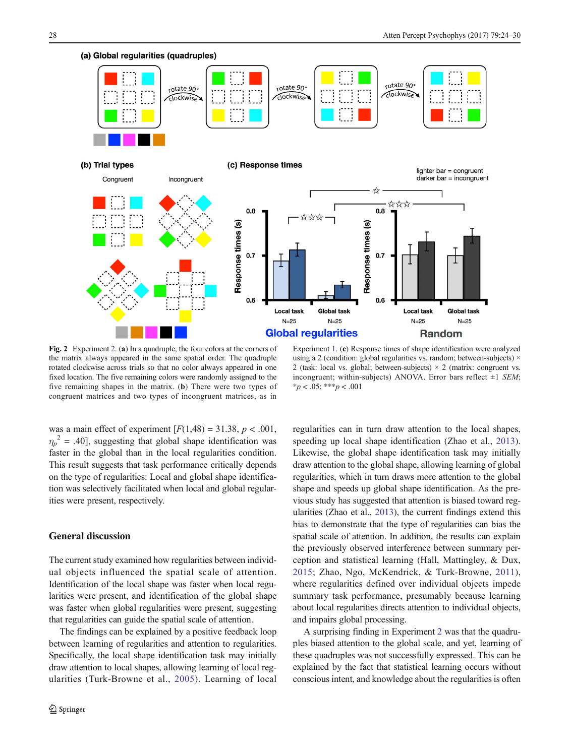Fig. 2 Experiment 2. (**a**) In a quadruple, the four colors at the corners of the matrix always appeared in the same spatial order. The quadruple rotated clockwise across trials so that no color always appeared in one fixed location. The five remaining colors were randomly assigned to the five remaining shapes in the matrix. (**b**) There were two types of congruent matrices and two types of incongruent matrices, as in Experiment 1. (**c**) Response times of shape identification were analyzed using a 2 (condition: global regularities vs. random; between-subjects) × 2 (task: local vs. global; between-subjects) × 2 (matrix: congruent vs. incongruent; within-subjects) ANOVA. Error bars reflect ±1 *SEM*; \**p* < .05; \*\*\**p* < .001

was a main effect of experiment [$F(1,48) = 31.38$, $p < .001$, $\eta_p^2 = .40$], suggesting that global shape identification was faster in the global than in the local regularities condition. This result suggests that task performance critically depends on the type of regularities: Local and global shape identification was selectively facilitated when local and global regularities were present, respectively.

## General discussion

The current study examined how regularities between individual objects influenced the spatial scale of attention. Identification of the local shape was faster when local regularities were present, and identification of the global shape was faster when global regularities were present, suggesting that regularities can guide the spatial scale of attention.

The findings can be explained by a positive feedback loop between learning of regularities and attention to regularities. Specifically, the local shape identification task may initially draw attention to local shapes, allowing learning of local regularities (Turk-Browne et al., 2005). Learning of local regularities can in turn draw attention to the local shapes, speeding up local shape identification (Zhao et al., 2013). Likewise, the global shape identification task may initially draw attention to the global shape, allowing learning of global regularities, which in turn draws more attention to the global shape and speeds up global shape identification. As the previous study has suggested that attention is biased toward regularities (Zhao et al., 2013), the current findings extend this bias to demonstrate that the type of regularities can bias the spatial scale of attention. In addition, the results can explain the previously observed interference between summary perception and statistical learning (Hall, Mattingley, & Dux, 2015; Zhao, Ngo, McKendrick, & Turk-Browne, 2011), where regularities defined over individual objects impede summary task performance, presumably because learning about local regularities directs attention to individual objects, and impairs global processing.

A surprising finding in Experiment 2 was that the quadruples biased attention to the global scale, and yet, learning of these quadruples was not successfully expressed. This can be explained by the fact that statistical learning occurs without conscious intent, and knowledge about the regularities is often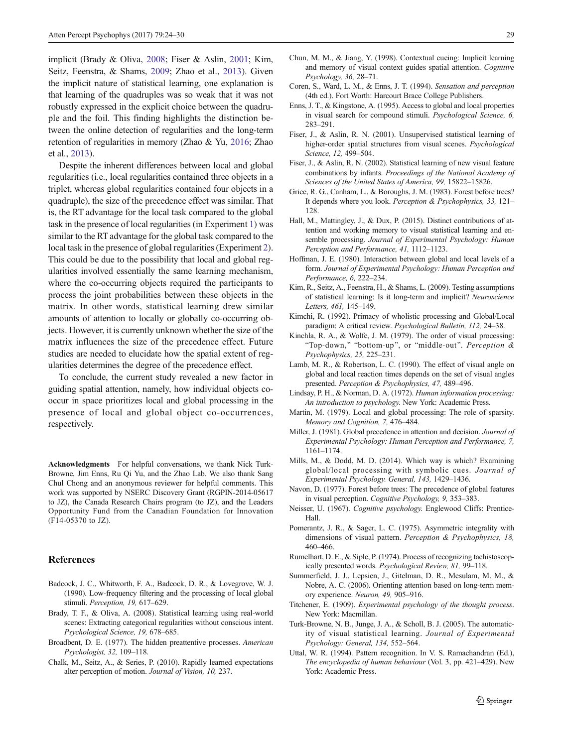implicit (Brady & Oliva, 2008; Fiser & Aslin, 2001; Kim, Seitz, Feenstra, & Shams, 2009; Zhao et al., 2013). Given the implicit nature of statistical learning, one explanation is that learning of the quadruples was so weak that it was not robustly expressed in the explicit choice between the quadruple and the foil. This finding highlights the distinction between the online detection of regularities and the long-term retention of regularities in memory (Zhao & Yu, 2016; Zhao et al., 2013).

Despite the inherent differences between local and global regularities (i.e., local regularities contained three objects in a triplet, whereas global regularities contained four objects in a quadruple), the size of the precedence effect was similar. That is, the RT advantage for the local task compared to the global task in the presence of local regularities (in Experiment 1) was similar to the RT advantage for the global task compared to the local task in the presence of global regularities (Experiment 2). This could be due to the possibility that local and global regularities involved essentially the same learning mechanism, where the co-occurring objects required the participants to process the joint probabilities between these objects in the matrix. In other words, statistical learning drew similar amounts of attention to locally or globally co-occurring objects. However, it is currently unknown whether the size of the matrix influences the size of the precedence effect. Future studies are needed to elucidate how the spatial extent of regularities determines the degree of the precedence effect.

To conclude, the current study revealed a new factor in guiding spatial attention, namely, how individual objects co-occur in space prioritizes local and global processing in the presence of local and global object co-occurrences, respectively.

**Acknowledgments** For helpful conversations, we thank Nick Turk-Browne, Jim Enns, Ru Qi Yu, and the Zhao Lab. We also thank Sang Chul Chong and an anonymous reviewer for helpful comments. This work was supported by NSERC Discovery Grant (RGPIN-2014-05617 to JZ), the Canada Research Chairs program (to JZ), and the Leaders Opportunity Fund from the Canadian Foundation for Innovation (F14-05370 to JZ).

## References

Badcock, J. C., Whitworth, F. A., Badcock, D. R., & Lovegrove, W. J. (1990). Low-frequency filtering and the processing of local global stimuli. *Perception, 19,* 617–629.

Brady, T. F., & Oliva, A. (2008). Statistical learning using real-world scenes: Extracting categorical regularities without conscious intent. *Psychological Science, 19,* 678–685.

Broadbent, D. E. (1977). The hidden preattentive processes. *American Psychologist, 32,* 109–118.

Chalk, M., Seitz, A., & Series, P. (2010). Rapidly learned expectations alter perception of motion. *Journal of Vision, 10,* 237.

Chun, M. M., & Jiang, Y. (1998). Contextual cueing: Implicit learning and memory of visual context guides spatial attention. *Cognitive Psychology, 36,* 28–71.

Coren, S., Ward, L. M., & Enns, J. T. (1994). *Sensation and perception* (4th ed.). Fort Worth: Harcourt Brace College Publishers.

Enns, J. T., & Kingstone, A. (1995). Access to global and local properties in visual search for compound stimuli. *Psychological Science, 6,* 283–291.

Fiser, J., & Aslin, R. N. (2001). Unsupervised statistical learning of higher-order spatial structures from visual scenes. *Psychological Science, 12,* 499–504.

Fiser, J., & Aslin, R. N. (2002). Statistical learning of new visual feature combinations by infants. *Proceedings of the National Academy of Sciences of the United States of America, 99,* 15822–15826.

Grice, R. G., Canham, L., & Boroughs, J. M. (1983). Forest before trees? It depends where you look. *Perception & Psychophysics, 33,* 121–128.

Hall, M., Mattingley, J., & Dux, P. (2015). Distinct contributions of attention and working memory to visual statistical learning and ensemble processing. *Journal of Experimental Psychology: Human Perception and Performance, 41,* 1112–1123.

Hoffman, J. E. (1980). Interaction between global and local levels of a form. *Journal of Experimental Psychology: Human Perception and Performance, 6,* 222–234.

Kim, R., Seitz, A., Feenstra, H., & Shams, L. (2009). Testing assumptions of statistical learning: Is it long-term and implicit? *Neuroscience Letters, 461,* 145–149.

Kimchi, R. (1992). Primacy of wholistic processing and Global/Local paradigm: A critical review. *Psychological Bulletin, 112,* 24–38.

Kinchla, R. A., & Wolfe, J. M. (1979). The order of visual processing: "Top-down," "bottom-up", or "middle-out". *Perception & Psychophysics, 25,* 225–231.

Lamb, M. R., & Robertson, L. C. (1990). The effect of visual angle on global and local reaction times depends on the set of visual angles presented. *Perception & Psychophysics, 47,* 489–496.

Lindsay, P. H., & Norman, D. A. (1972). *Human information processing: An introduction to psychology.* New York: Academic Press.

Martin, M. (1979). Local and global processing: The role of sparsity. *Memory and Cognition, 7,* 476–484.

Miller, J. (1981). Global precedence in attention and decision. *Journal of Experimental Psychology: Human Perception and Performance, 7,* 1161–1174.

Mills, M., & Dodd, M. D. (2014). Which way is which? Examining global/local processing with symbolic cues. *Journal of Experimental Psychology. General, 143,* 1429–1436.

Navon, D. (1977). Forest before trees: The precedence of global features in visual perception. *Cognitive Psychology, 9,* 353–383.

Neisser, U. (1967). *Cognitive psychology.* Englewood Cliffs: Prentice-Hall.

Pomerantz, J. R., & Sager, L. C. (1975). Asymmetric integrality with dimensions of visual pattern. *Perception & Psychophysics, 18,* 460–466.

Rumelhart, D. E., & Siple, P. (1974). Process of recognizing tachistoscopically presented words. *Psychological Review, 81,* 99–118.

Summerfield, J. J., Lepsien, J., Gitelman, D. R., Mesulam, M. M., & Nobre, A. C. (2006). Orienting attention based on long-term memory experience. *Neuron, 49,* 905–916.

Titchener, E. (1909). *Experimental psychology of the thought process*. New York: Macmillan.

Turk-Browne, N. B., Junge, J. A., & Scholl, B. J. (2005). The automaticity of visual statistical learning. *Journal of Experimental Psychology: General, 134,* 552–564.

Uttal, W. R. (1994). Pattern recognition. In V. S. Ramachandran (Ed.), *The encyclopedia of human behaviour* (Vol. 3, pp. 421–429). New York: Academic Press.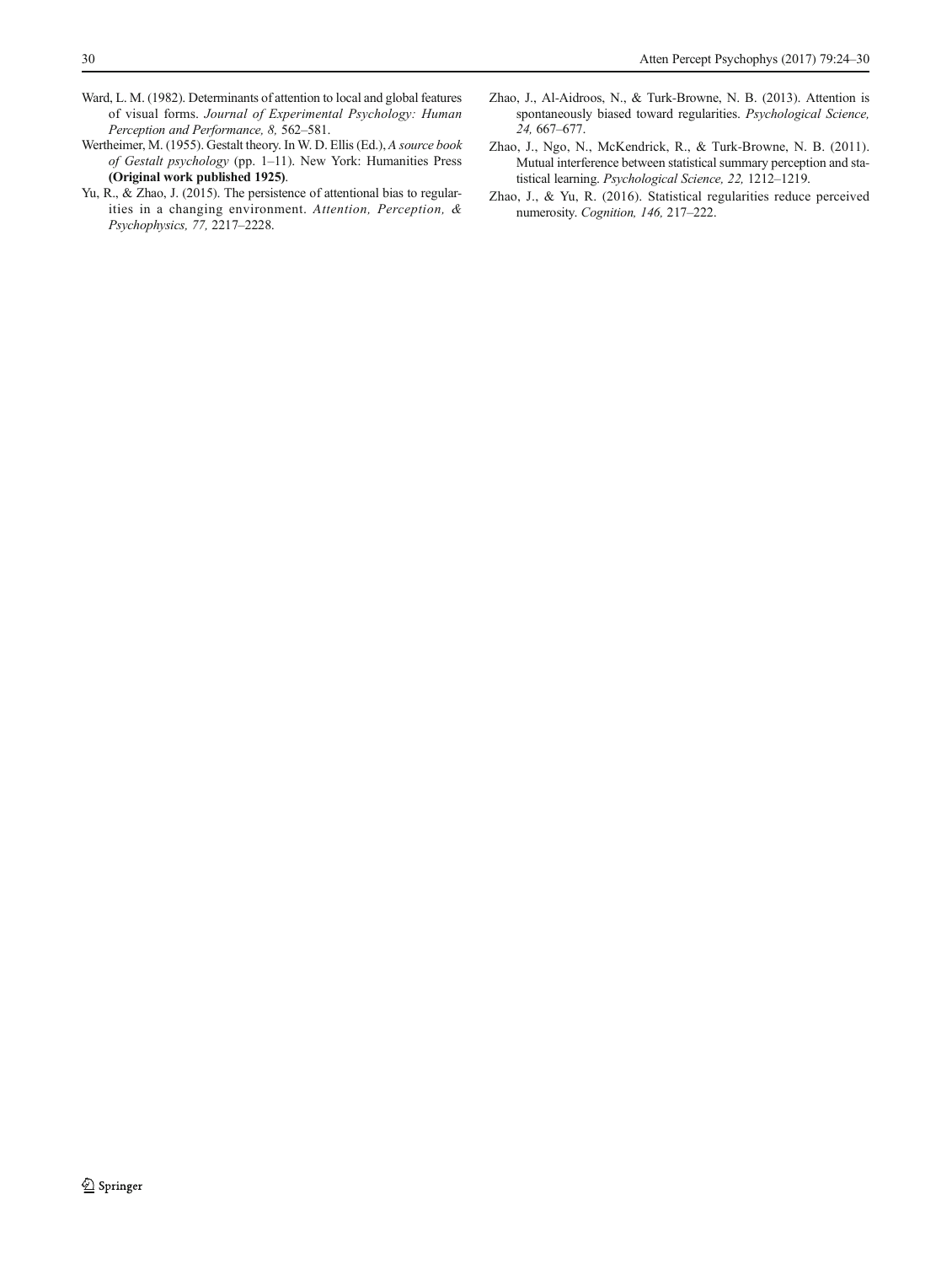Ward, L. M. (1982). Determinants of attention to local and global features of visual forms. *Journal of Experimental Psychology: Human Perception and Performance, 8,* 562–581.

Wertheimer, M. (1955). Gestalt theory. In W. D. Ellis (Ed.), *A source book of Gestalt psychology* (pp. 1–11). New York: Humanities Press **(Original work published 1925)**.

Yu, R., & Zhao, J. (2015). The persistence of attentional bias to regularities in a changing environment. *Attention, Perception, & Psychophysics, 77,* 2217–2228.

Zhao, J., Al-Aidroos, N., & Turk-Browne, N. B. (2013). Attention is spontaneously biased toward regularities. *Psychological Science, 24,* 667–677.

Zhao, J., Ngo, N., McKendrick, R., & Turk-Browne, N. B. (2011). Mutual interference between statistical summary perception and statistical learning. *Psychological Science, 22,* 1212–1219.

Zhao, J., & Yu, R. (2016). Statistical regularities reduce perceived numerosity. *Cognition, 146,* 217–222.